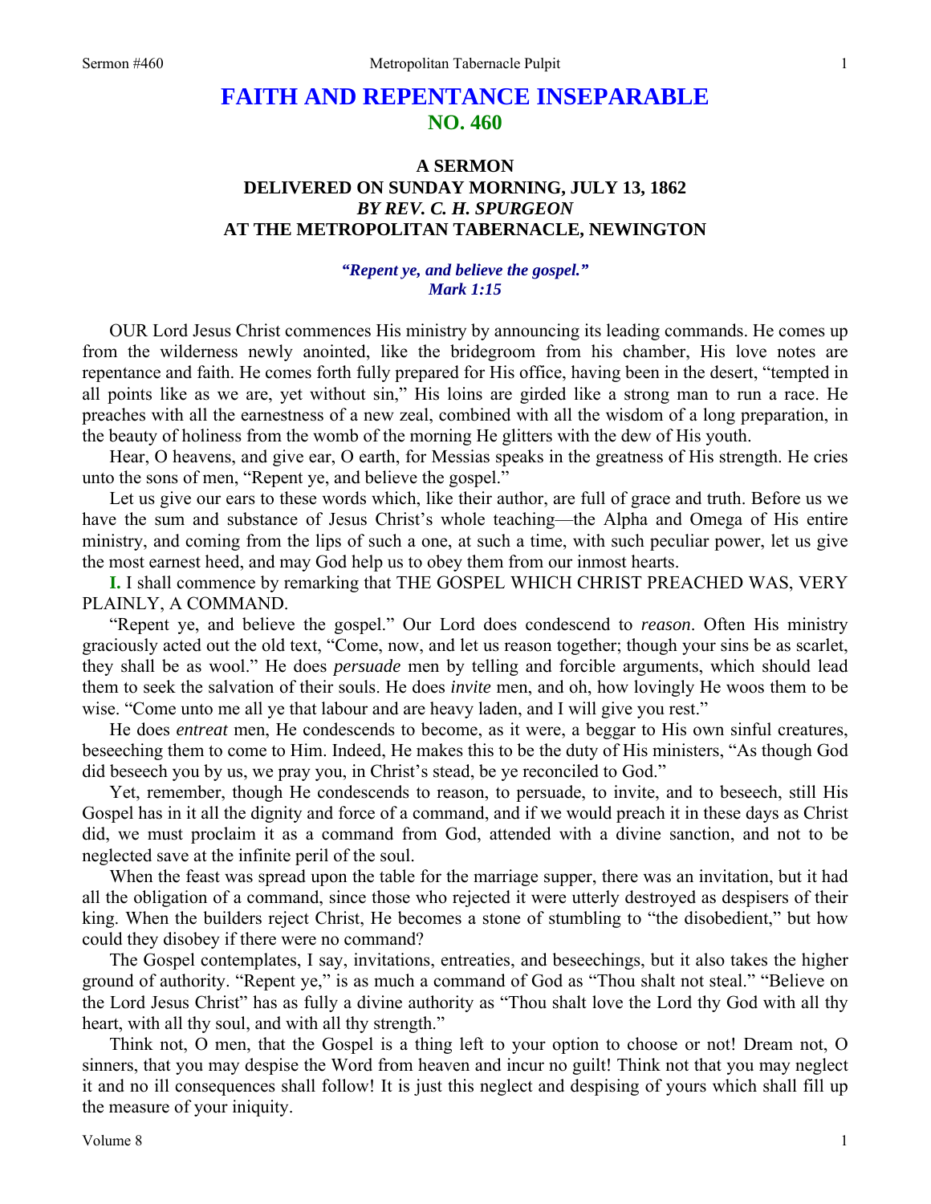# FAITH AND REPENTANCE INSEPARABLE
## NO. 460

### A SERMON
### DELIVERED ON SUNDAY MORNING, JULY 13, 1862
### *BY REV. C. H. SPURGEON*
### AT THE METROPOLITAN TABERNACLE, NEWINGTON

***"Repent ye, and believe the gospel."***
***Mark 1:15***

OUR Lord Jesus Christ commences His ministry by announcing its leading commands. He comes up from the wilderness newly anointed, like the bridegroom from his chamber, His love notes are repentance and faith. He comes forth fully prepared for His office, having been in the desert, "tempted in all points like as we are, yet without sin," His loins are girded like a strong man to run a race. He preaches with all the earnestness of a new zeal, combined with all the wisdom of a long preparation, in the beauty of holiness from the womb of the morning He glitters with the dew of His youth.

Hear, O heavens, and give ear, O earth, for Messias speaks in the greatness of His strength. He cries unto the sons of men, "Repent ye, and believe the gospel."

Let us give our ears to these words which, like their author, are full of grace and truth. Before us we have the sum and substance of Jesus Christ's whole teaching—the Alpha and Omega of His entire ministry, and coming from the lips of such a one, at such a time, with such peculiar power, let us give the most earnest heed, and may God help us to obey them from our inmost hearts.

**I.** I shall commence by remarking that THE GOSPEL WHICH CHRIST PREACHED WAS, VERY PLAINLY, A COMMAND.

"Repent ye, and believe the gospel." Our Lord does condescend to *reason*. Often His ministry graciously acted out the old text, "Come, now, and let us reason together; though your sins be as scarlet, they shall be as wool." He does *persuade* men by telling and forcible arguments, which should lead them to seek the salvation of their souls. He does *invite* men, and oh, how lovingly He woos them to be wise. "Come unto me all ye that labour and are heavy laden, and I will give you rest."

He does *entreat* men, He condescends to become, as it were, a beggar to His own sinful creatures, beseeching them to come to Him. Indeed, He makes this to be the duty of His ministers, "As though God did beseech you by us, we pray you, in Christ's stead, be ye reconciled to God."

Yet, remember, though He condescends to reason, to persuade, to invite, and to beseech, still His Gospel has in it all the dignity and force of a command, and if we would preach it in these days as Christ did, we must proclaim it as a command from God, attended with a divine sanction, and not to be neglected save at the infinite peril of the soul.

When the feast was spread upon the table for the marriage supper, there was an invitation, but it had all the obligation of a command, since those who rejected it were utterly destroyed as despisers of their king. When the builders reject Christ, He becomes a stone of stumbling to "the disobedient," but how could they disobey if there were no command?

The Gospel contemplates, I say, invitations, entreaties, and beseechings, but it also takes the higher ground of authority. "Repent ye," is as much a command of God as "Thou shalt not steal." "Believe on the Lord Jesus Christ" has as fully a divine authority as "Thou shalt love the Lord thy God with all thy heart, with all thy soul, and with all thy strength."

Think not, O men, that the Gospel is a thing left to your option to choose or not! Dream not, O sinners, that you may despise the Word from heaven and incur no guilt! Think not that you may neglect it and no ill consequences shall follow! It is just this neglect and despising of yours which shall fill up the measure of your iniquity.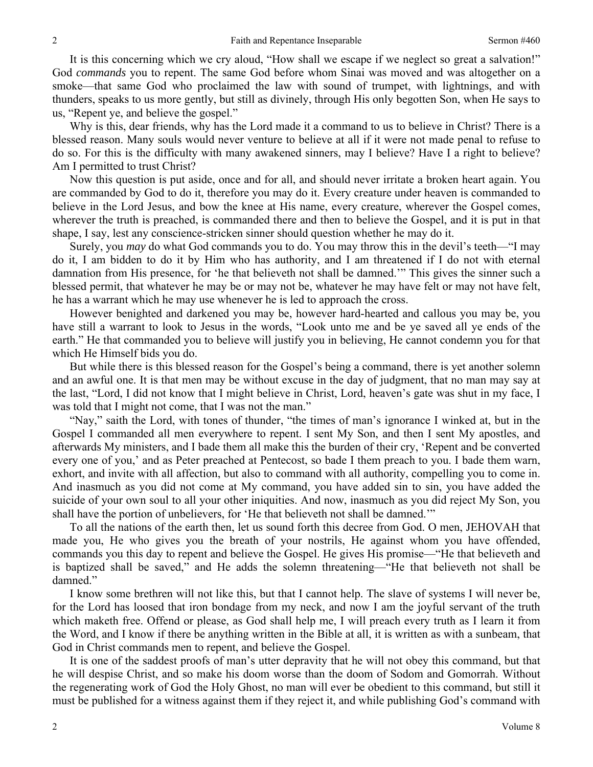It is this concerning which we cry aloud, "How shall we escape if we neglect so great a salvation!" God *commands* you to repent. The same God before whom Sinai was moved and was altogether on a smoke—that same God who proclaimed the law with sound of trumpet, with lightnings, and with thunders, speaks to us more gently, but still as divinely, through His only begotten Son, when He says to us, "Repent ye, and believe the gospel."

Why is this, dear friends, why has the Lord made it a command to us to believe in Christ? There is a blessed reason. Many souls would never venture to believe at all if it were not made penal to refuse to do so. For this is the difficulty with many awakened sinners, may I believe? Have I a right to believe? Am I permitted to trust Christ?

Now this question is put aside, once and for all, and should never irritate a broken heart again. You are commanded by God to do it, therefore you may do it. Every creature under heaven is commanded to believe in the Lord Jesus, and bow the knee at His name, every creature, wherever the Gospel comes, wherever the truth is preached, is commanded there and then to believe the Gospel, and it is put in that shape, I say, lest any conscience-stricken sinner should question whether he may do it.

Surely, you *may* do what God commands you to do. You may throw this in the devil's teeth—"I may do it, I am bidden to do it by Him who has authority, and I am threatened if I do not with eternal damnation from His presence, for 'he that believeth not shall be damned.'" This gives the sinner such a blessed permit, that whatever he may be or may not be, whatever he may have felt or may not have felt, he has a warrant which he may use whenever he is led to approach the cross.

However benighted and darkened you may be, however hard-hearted and callous you may be, you have still a warrant to look to Jesus in the words, "Look unto me and be ye saved all ye ends of the earth." He that commanded you to believe will justify you in believing, He cannot condemn you for that which He Himself bids you do.

But while there is this blessed reason for the Gospel's being a command, there is yet another solemn and an awful one. It is that men may be without excuse in the day of judgment, that no man may say at the last, "Lord, I did not know that I might believe in Christ, Lord, heaven's gate was shut in my face, I was told that I might not come, that I was not the man."

"Nay," saith the Lord, with tones of thunder, "the times of man's ignorance I winked at, but in the Gospel I commanded all men everywhere to repent. I sent My Son, and then I sent My apostles, and afterwards My ministers, and I bade them all make this the burden of their cry, 'Repent and be converted every one of you,' and as Peter preached at Pentecost, so bade I them preach to you. I bade them warn, exhort, and invite with all affection, but also to command with all authority, compelling you to come in. And inasmuch as you did not come at My command, you have added sin to sin, you have added the suicide of your own soul to all your other iniquities. And now, inasmuch as you did reject My Son, you shall have the portion of unbelievers, for 'He that believeth not shall be damned.'"

To all the nations of the earth then, let us sound forth this decree from God. O men, JEHOVAH that made you, He who gives you the breath of your nostrils, He against whom you have offended, commands you this day to repent and believe the Gospel. He gives His promise—"He that believeth and is baptized shall be saved," and He adds the solemn threatening—"He that believeth not shall be damned."

I know some brethren will not like this, but that I cannot help. The slave of systems I will never be, for the Lord has loosed that iron bondage from my neck, and now I am the joyful servant of the truth which maketh free. Offend or please, as God shall help me, I will preach every truth as I learn it from the Word, and I know if there be anything written in the Bible at all, it is written as with a sunbeam, that God in Christ commands men to repent, and believe the Gospel.

It is one of the saddest proofs of man's utter depravity that he will not obey this command, but that he will despise Christ, and so make his doom worse than the doom of Sodom and Gomorrah. Without the regenerating work of God the Holy Ghost, no man will ever be obedient to this command, but still it must be published for a witness against them if they reject it, and while publishing God's command with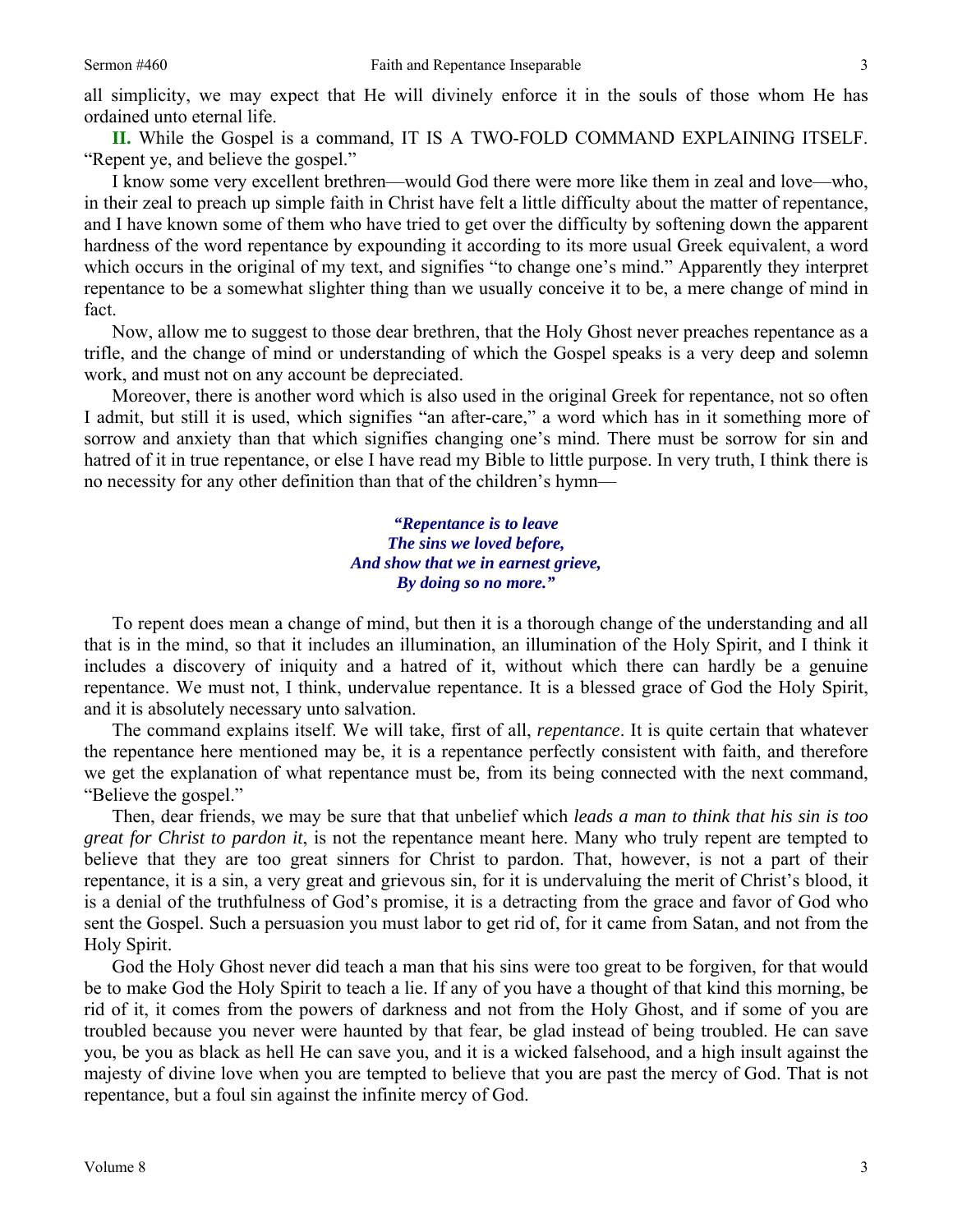all simplicity, we may expect that He will divinely enforce it in the souls of those whom He has ordained unto eternal life.

**II.** While the Gospel is a command, IT IS A TWO-FOLD COMMAND EXPLAINING ITSELF. "Repent ye, and believe the gospel."

I know some very excellent brethren—would God there were more like them in zeal and love—who, in their zeal to preach up simple faith in Christ have felt a little difficulty about the matter of repentance, and I have known some of them who have tried to get over the difficulty by softening down the apparent hardness of the word repentance by expounding it according to its more usual Greek equivalent, a word which occurs in the original of my text, and signifies "to change one's mind." Apparently they interpret repentance to be a somewhat slighter thing than we usually conceive it to be, a mere change of mind in fact.

Now, allow me to suggest to those dear brethren, that the Holy Ghost never preaches repentance as a trifle, and the change of mind or understanding of which the Gospel speaks is a very deep and solemn work, and must not on any account be depreciated.

Moreover, there is another word which is also used in the original Greek for repentance, not so often I admit, but still it is used, which signifies "an after-care," a word which has in it something more of sorrow and anxiety than that which signifies changing one's mind. There must be sorrow for sin and hatred of it in true repentance, or else I have read my Bible to little purpose. In very truth, I think there is no necessity for any other definition than that of the children's hymn—

> ***"Repentance is to leave***
> ***The sins we loved before,***
> ***And show that we in earnest grieve,***
> ***By doing so no more."***

To repent does mean a change of mind, but then it is a thorough change of the understanding and all that is in the mind, so that it includes an illumination, an illumination of the Holy Spirit, and I think it includes a discovery of iniquity and a hatred of it, without which there can hardly be a genuine repentance. We must not, I think, undervalue repentance. It is a blessed grace of God the Holy Spirit, and it is absolutely necessary unto salvation.

The command explains itself. We will take, first of all, *repentance*. It is quite certain that whatever the repentance here mentioned may be, it is a repentance perfectly consistent with faith, and therefore we get the explanation of what repentance must be, from its being connected with the next command, "Believe the gospel."

Then, dear friends, we may be sure that that unbelief which *leads a man to think that his sin is too great for Christ to pardon it*, is not the repentance meant here. Many who truly repent are tempted to believe that they are too great sinners for Christ to pardon. That, however, is not a part of their repentance, it is a sin, a very great and grievous sin, for it is undervaluing the merit of Christ's blood, it is a denial of the truthfulness of God's promise, it is a detracting from the grace and favor of God who sent the Gospel. Such a persuasion you must labor to get rid of, for it came from Satan, and not from the Holy Spirit.

God the Holy Ghost never did teach a man that his sins were too great to be forgiven, for that would be to make God the Holy Spirit to teach a lie. If any of you have a thought of that kind this morning, be rid of it, it comes from the powers of darkness and not from the Holy Ghost, and if some of you are troubled because you never were haunted by that fear, be glad instead of being troubled. He can save you, be you as black as hell He can save you, and it is a wicked falsehood, and a high insult against the majesty of divine love when you are tempted to believe that you are past the mercy of God. That is not repentance, but a foul sin against the infinite mercy of God.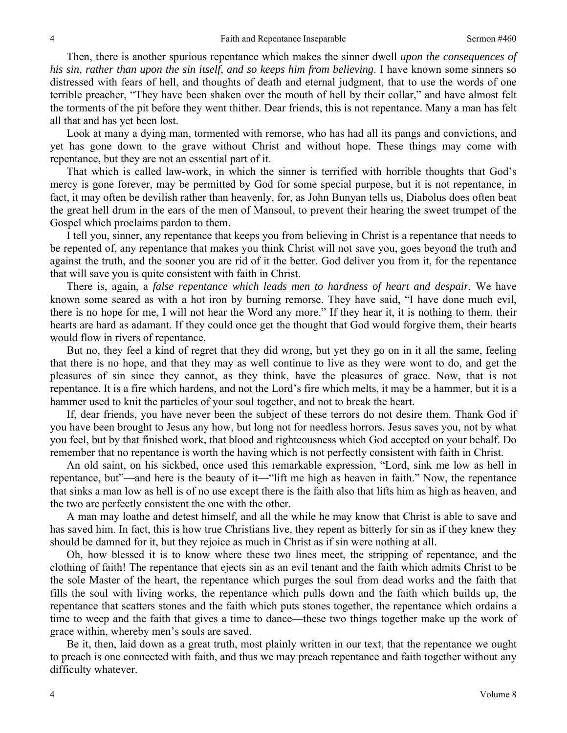Then, there is another spurious repentance which makes the sinner dwell *upon the consequences of his sin, rather than upon the sin itself, and so keeps him from believing*. I have known some sinners so distressed with fears of hell, and thoughts of death and eternal judgment, that to use the words of one terrible preacher, "They have been shaken over the mouth of hell by their collar," and have almost felt the torments of the pit before they went thither. Dear friends, this is not repentance. Many a man has felt all that and has yet been lost.

Look at many a dying man, tormented with remorse, who has had all its pangs and convictions, and yet has gone down to the grave without Christ and without hope. These things may come with repentance, but they are not an essential part of it.

That which is called law-work, in which the sinner is terrified with horrible thoughts that God's mercy is gone forever, may be permitted by God for some special purpose, but it is not repentance, in fact, it may often be devilish rather than heavenly, for, as John Bunyan tells us, Diabolus does often beat the great hell drum in the ears of the men of Mansoul, to prevent their hearing the sweet trumpet of the Gospel which proclaims pardon to them.

I tell you, sinner, any repentance that keeps you from believing in Christ is a repentance that needs to be repented of, any repentance that makes you think Christ will not save you, goes beyond the truth and against the truth, and the sooner you are rid of it the better. God deliver you from it, for the repentance that will save you is quite consistent with faith in Christ.

There is, again, a *false repentance which leads men to hardness of heart and despair*. We have known some seared as with a hot iron by burning remorse. They have said, "I have done much evil, there is no hope for me, I will not hear the Word any more." If they hear it, it is nothing to them, their hearts are hard as adamant. If they could once get the thought that God would forgive them, their hearts would flow in rivers of repentance.

But no, they feel a kind of regret that they did wrong, but yet they go on in it all the same, feeling that there is no hope, and that they may as well continue to live as they were wont to do, and get the pleasures of sin since they cannot, as they think, have the pleasures of grace. Now, that is not repentance. It is a fire which hardens, and not the Lord's fire which melts, it may be a hammer, but it is a hammer used to knit the particles of your soul together, and not to break the heart.

If, dear friends, you have never been the subject of these terrors do not desire them. Thank God if you have been brought to Jesus any how, but long not for needless horrors. Jesus saves you, not by what you feel, but by that finished work, that blood and righteousness which God accepted on your behalf. Do remember that no repentance is worth the having which is not perfectly consistent with faith in Christ.

An old saint, on his sickbed, once used this remarkable expression, "Lord, sink me low as hell in repentance, but"—and here is the beauty of it—"lift me high as heaven in faith." Now, the repentance that sinks a man low as hell is of no use except there is the faith also that lifts him as high as heaven, and the two are perfectly consistent the one with the other.

A man may loathe and detest himself, and all the while he may know that Christ is able to save and has saved him. In fact, this is how true Christians live, they repent as bitterly for sin as if they knew they should be damned for it, but they rejoice as much in Christ as if sin were nothing at all.

Oh, how blessed it is to know where these two lines meet, the stripping of repentance, and the clothing of faith! The repentance that ejects sin as an evil tenant and the faith which admits Christ to be the sole Master of the heart, the repentance which purges the soul from dead works and the faith that fills the soul with living works, the repentance which pulls down and the faith which builds up, the repentance that scatters stones and the faith which puts stones together, the repentance which ordains a time to weep and the faith that gives a time to dance—these two things together make up the work of grace within, whereby men's souls are saved.

Be it, then, laid down as a great truth, most plainly written in our text, that the repentance we ought to preach is one connected with faith, and thus we may preach repentance and faith together without any difficulty whatever.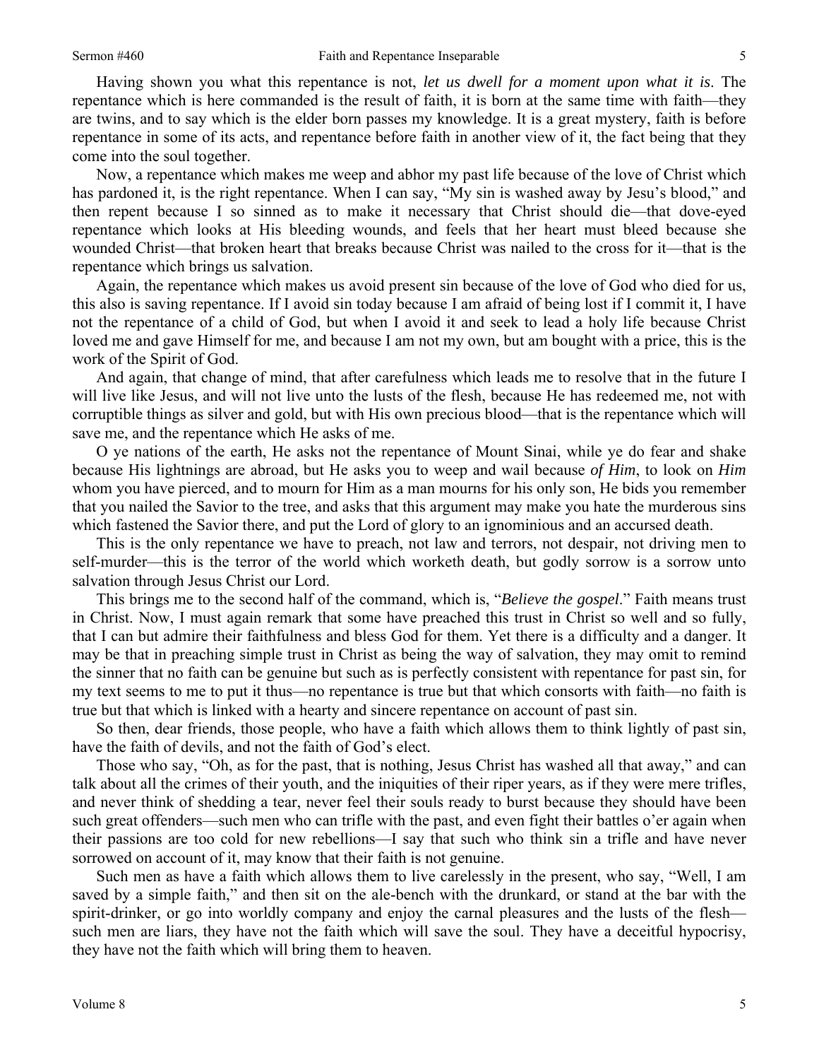Having shown you what this repentance is not, *let us dwell for a moment upon what it is*. The repentance which is here commanded is the result of faith, it is born at the same time with faith—they are twins, and to say which is the elder born passes my knowledge. It is a great mystery, faith is before repentance in some of its acts, and repentance before faith in another view of it, the fact being that they come into the soul together.

Now, a repentance which makes me weep and abhor my past life because of the love of Christ which has pardoned it, is the right repentance. When I can say, "My sin is washed away by Jesu's blood," and then repent because I so sinned as to make it necessary that Christ should die—that dove-eyed repentance which looks at His bleeding wounds, and feels that her heart must bleed because she wounded Christ—that broken heart that breaks because Christ was nailed to the cross for it—that is the repentance which brings us salvation.

Again, the repentance which makes us avoid present sin because of the love of God who died for us, this also is saving repentance. If I avoid sin today because I am afraid of being lost if I commit it, I have not the repentance of a child of God, but when I avoid it and seek to lead a holy life because Christ loved me and gave Himself for me, and because I am not my own, but am bought with a price, this is the work of the Spirit of God.

And again, that change of mind, that after carefulness which leads me to resolve that in the future I will live like Jesus, and will not live unto the lusts of the flesh, because He has redeemed me, not with corruptible things as silver and gold, but with His own precious blood—that is the repentance which will save me, and the repentance which He asks of me.

O ye nations of the earth, He asks not the repentance of Mount Sinai, while ye do fear and shake because His lightnings are abroad, but He asks you to weep and wail because *of Him*, to look on *Him* whom you have pierced, and to mourn for Him as a man mourns for his only son, He bids you remember that you nailed the Savior to the tree, and asks that this argument may make you hate the murderous sins which fastened the Savior there, and put the Lord of glory to an ignominious and an accursed death.

This is the only repentance we have to preach, not law and terrors, not despair, not driving men to self-murder—this is the terror of the world which worketh death, but godly sorrow is a sorrow unto salvation through Jesus Christ our Lord.

This brings me to the second half of the command, which is, "*Believe the gospel*." Faith means trust in Christ. Now, I must again remark that some have preached this trust in Christ so well and so fully, that I can but admire their faithfulness and bless God for them. Yet there is a difficulty and a danger. It may be that in preaching simple trust in Christ as being the way of salvation, they may omit to remind the sinner that no faith can be genuine but such as is perfectly consistent with repentance for past sin, for my text seems to me to put it thus—no repentance is true but that which consorts with faith—no faith is true but that which is linked with a hearty and sincere repentance on account of past sin.

So then, dear friends, those people, who have a faith which allows them to think lightly of past sin, have the faith of devils, and not the faith of God's elect.

Those who say, "Oh, as for the past, that is nothing, Jesus Christ has washed all that away," and can talk about all the crimes of their youth, and the iniquities of their riper years, as if they were mere trifles, and never think of shedding a tear, never feel their souls ready to burst because they should have been such great offenders—such men who can trifle with the past, and even fight their battles o'er again when their passions are too cold for new rebellions—I say that such who think sin a trifle and have never sorrowed on account of it, may know that their faith is not genuine.

Such men as have a faith which allows them to live carelessly in the present, who say, "Well, I am saved by a simple faith," and then sit on the ale-bench with the drunkard, or stand at the bar with the spirit-drinker, or go into worldly company and enjoy the carnal pleasures and the lusts of the flesh—such men are liars, they have not the faith which will save the soul. They have a deceitful hypocrisy, they have not the faith which will bring them to heaven.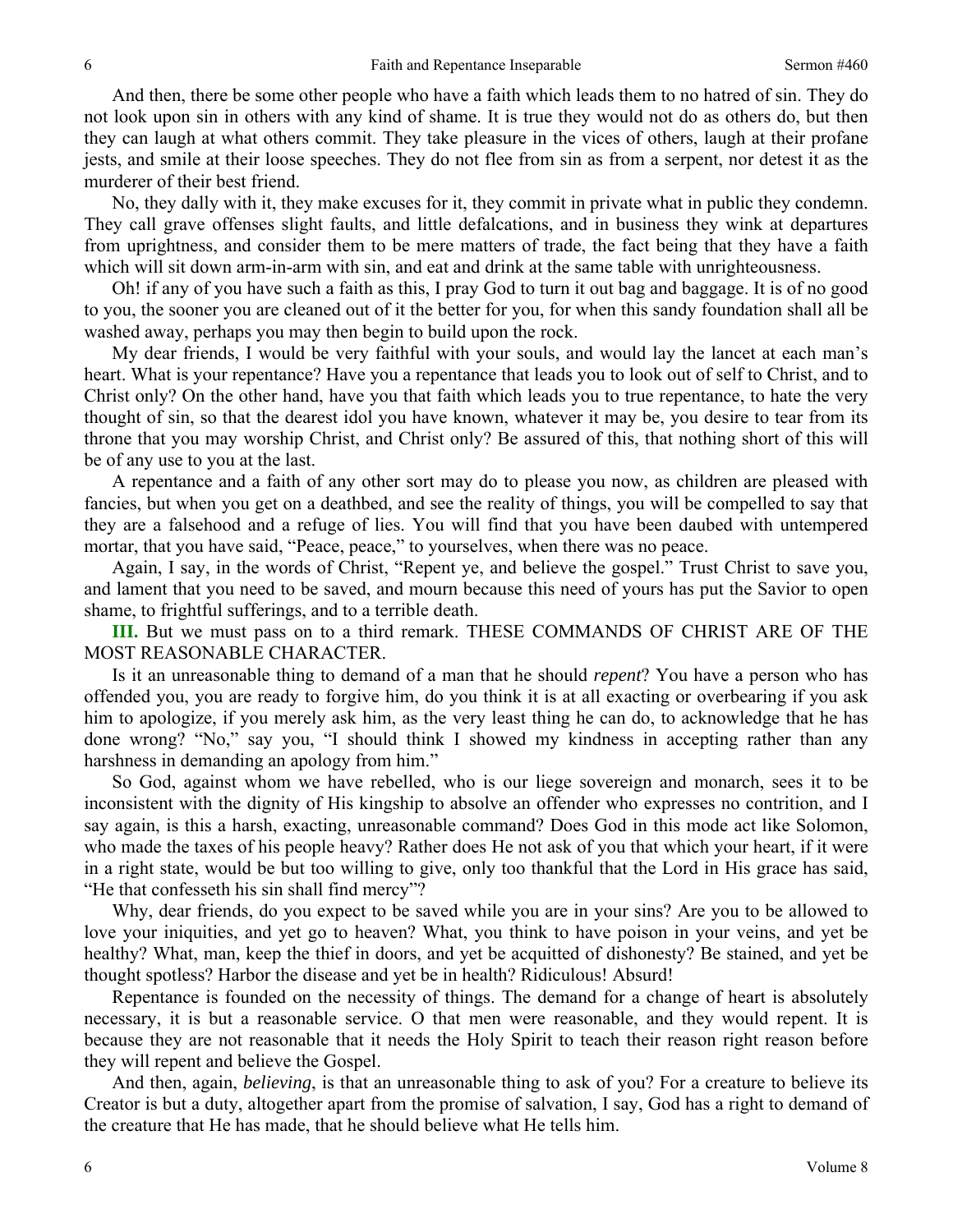And then, there be some other people who have a faith which leads them to no hatred of sin. They do not look upon sin in others with any kind of shame. It is true they would not do as others do, but then they can laugh at what others commit. They take pleasure in the vices of others, laugh at their profane jests, and smile at their loose speeches. They do not flee from sin as from a serpent, nor detest it as the murderer of their best friend.

No, they dally with it, they make excuses for it, they commit in private what in public they condemn. They call grave offenses slight faults, and little defalcations, and in business they wink at departures from uprightness, and consider them to be mere matters of trade, the fact being that they have a faith which will sit down arm-in-arm with sin, and eat and drink at the same table with unrighteousness.

Oh! if any of you have such a faith as this, I pray God to turn it out bag and baggage. It is of no good to you, the sooner you are cleaned out of it the better for you, for when this sandy foundation shall all be washed away, perhaps you may then begin to build upon the rock.

My dear friends, I would be very faithful with your souls, and would lay the lancet at each man's heart. What is your repentance? Have you a repentance that leads you to look out of self to Christ, and to Christ only? On the other hand, have you that faith which leads you to true repentance, to hate the very thought of sin, so that the dearest idol you have known, whatever it may be, you desire to tear from its throne that you may worship Christ, and Christ only? Be assured of this, that nothing short of this will be of any use to you at the last.

A repentance and a faith of any other sort may do to please you now, as children are pleased with fancies, but when you get on a deathbed, and see the reality of things, you will be compelled to say that they are a falsehood and a refuge of lies. You will find that you have been daubed with untempered mortar, that you have said, "Peace, peace," to yourselves, when there was no peace.

Again, I say, in the words of Christ, "Repent ye, and believe the gospel." Trust Christ to save you, and lament that you need to be saved, and mourn because this need of yours has put the Savior to open shame, to frightful sufferings, and to a terrible death.

**III.** But we must pass on to a third remark. THESE COMMANDS OF CHRIST ARE OF THE MOST REASONABLE CHARACTER.

Is it an unreasonable thing to demand of a man that he should *repent*? You have a person who has offended you, you are ready to forgive him, do you think it is at all exacting or overbearing if you ask him to apologize, if you merely ask him, as the very least thing he can do, to acknowledge that he has done wrong? "No," say you, "I should think I showed my kindness in accepting rather than any harshness in demanding an apology from him."

So God, against whom we have rebelled, who is our liege sovereign and monarch, sees it to be inconsistent with the dignity of His kingship to absolve an offender who expresses no contrition, and I say again, is this a harsh, exacting, unreasonable command? Does God in this mode act like Solomon, who made the taxes of his people heavy? Rather does He not ask of you that which your heart, if it were in a right state, would be but too willing to give, only too thankful that the Lord in His grace has said, "He that confesseth his sin shall find mercy"?

Why, dear friends, do you expect to be saved while you are in your sins? Are you to be allowed to love your iniquities, and yet go to heaven? What, you think to have poison in your veins, and yet be healthy? What, man, keep the thief in doors, and yet be acquitted of dishonesty? Be stained, and yet be thought spotless? Harbor the disease and yet be in health? Ridiculous! Absurd!

Repentance is founded on the necessity of things. The demand for a change of heart is absolutely necessary, it is but a reasonable service. O that men were reasonable, and they would repent. It is because they are not reasonable that it needs the Holy Spirit to teach their reason right reason before they will repent and believe the Gospel.

And then, again, *believing*, is that an unreasonable thing to ask of you? For a creature to believe its Creator is but a duty, altogether apart from the promise of salvation, I say, God has a right to demand of the creature that He has made, that he should believe what He tells him.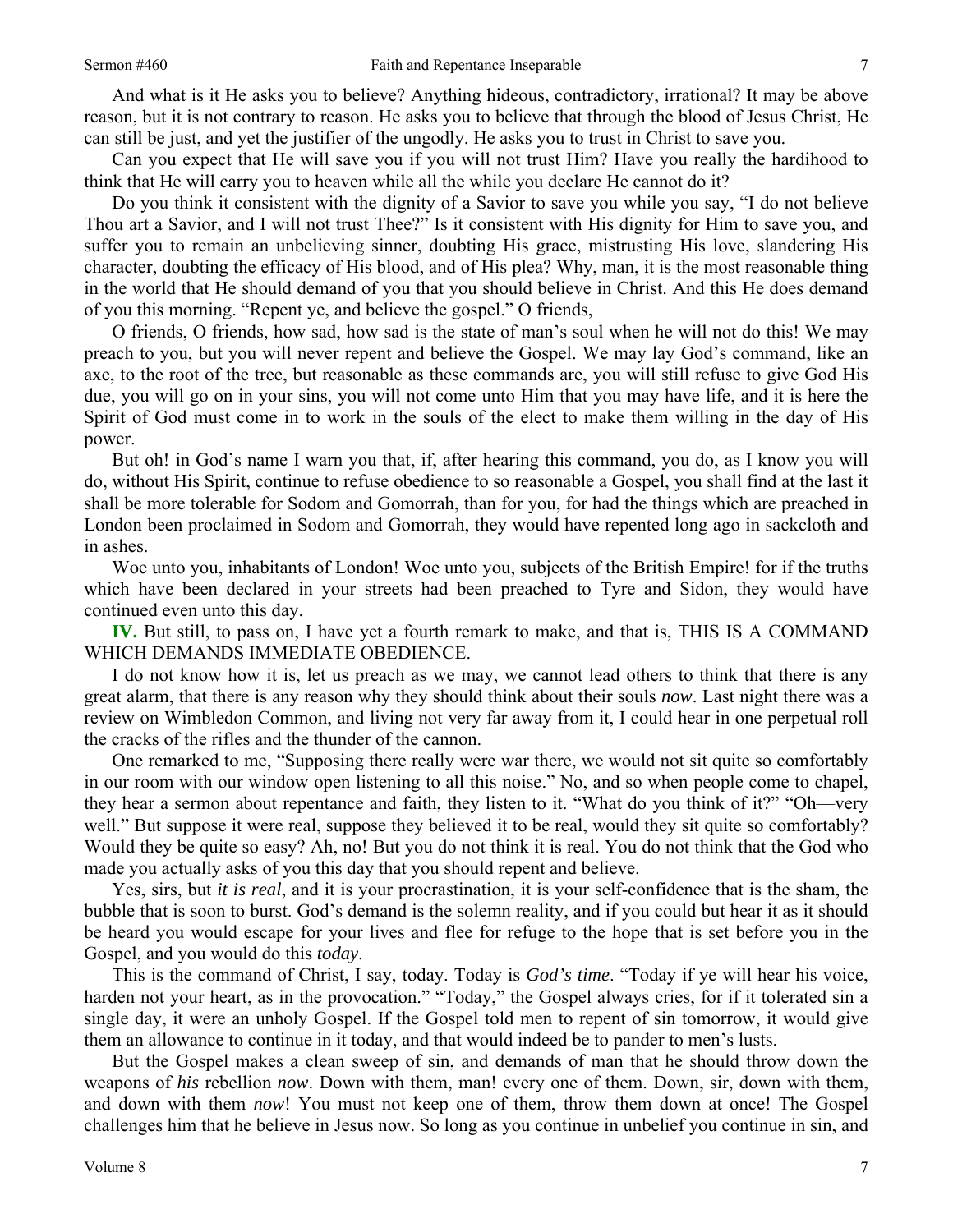And what is it He asks you to believe? Anything hideous, contradictory, irrational? It may be above reason, but it is not contrary to reason. He asks you to believe that through the blood of Jesus Christ, He can still be just, and yet the justifier of the ungodly. He asks you to trust in Christ to save you.

Can you expect that He will save you if you will not trust Him? Have you really the hardihood to think that He will carry you to heaven while all the while you declare He cannot do it?

Do you think it consistent with the dignity of a Savior to save you while you say, "I do not believe Thou art a Savior, and I will not trust Thee?" Is it consistent with His dignity for Him to save you, and suffer you to remain an unbelieving sinner, doubting His grace, mistrusting His love, slandering His character, doubting the efficacy of His blood, and of His plea? Why, man, it is the most reasonable thing in the world that He should demand of you that you should believe in Christ. And this He does demand of you this morning. "Repent ye, and believe the gospel." O friends,

O friends, O friends, how sad, how sad is the state of man's soul when he will not do this! We may preach to you, but you will never repent and believe the Gospel. We may lay God's command, like an axe, to the root of the tree, but reasonable as these commands are, you will still refuse to give God His due, you will go on in your sins, you will not come unto Him that you may have life, and it is here the Spirit of God must come in to work in the souls of the elect to make them willing in the day of His power.

But oh! in God's name I warn you that, if, after hearing this command, you do, as I know you will do, without His Spirit, continue to refuse obedience to so reasonable a Gospel, you shall find at the last it shall be more tolerable for Sodom and Gomorrah, than for you, for had the things which are preached in London been proclaimed in Sodom and Gomorrah, they would have repented long ago in sackcloth and in ashes.

Woe unto you, inhabitants of London! Woe unto you, subjects of the British Empire! for if the truths which have been declared in your streets had been preached to Tyre and Sidon, they would have continued even unto this day.

**IV.** But still, to pass on, I have yet a fourth remark to make, and that is, THIS IS A COMMAND WHICH DEMANDS IMMEDIATE OBEDIENCE.

I do not know how it is, let us preach as we may, we cannot lead others to think that there is any great alarm, that there is any reason why they should think about their souls *now*. Last night there was a review on Wimbledon Common, and living not very far away from it, I could hear in one perpetual roll the cracks of the rifles and the thunder of the cannon.

One remarked to me, "Supposing there really were war there, we would not sit quite so comfortably in our room with our window open listening to all this noise." No, and so when people come to chapel, they hear a sermon about repentance and faith, they listen to it. "What do you think of it?" "Oh—very well." But suppose it were real, suppose they believed it to be real, would they sit quite so comfortably? Would they be quite so easy? Ah, no! But you do not think it is real. You do not think that the God who made you actually asks of you this day that you should repent and believe.

Yes, sirs, but *it is real*, and it is your procrastination, it is your self-confidence that is the sham, the bubble that is soon to burst. God's demand is the solemn reality, and if you could but hear it as it should be heard you would escape for your lives and flee for refuge to the hope that is set before you in the Gospel, and you would do this *today*.

This is the command of Christ, I say, today. Today is *God's time*. "Today if ye will hear his voice, harden not your heart, as in the provocation." "Today," the Gospel always cries, for if it tolerated sin a single day, it were an unholy Gospel. If the Gospel told men to repent of sin tomorrow, it would give them an allowance to continue in it today, and that would indeed be to pander to men's lusts.

But the Gospel makes a clean sweep of sin, and demands of man that he should throw down the weapons of *his* rebellion *now*. Down with them, man! every one of them. Down, sir, down with them, and down with them *now*! You must not keep one of them, throw them down at once! The Gospel challenges him that he believe in Jesus now. So long as you continue in unbelief you continue in sin, and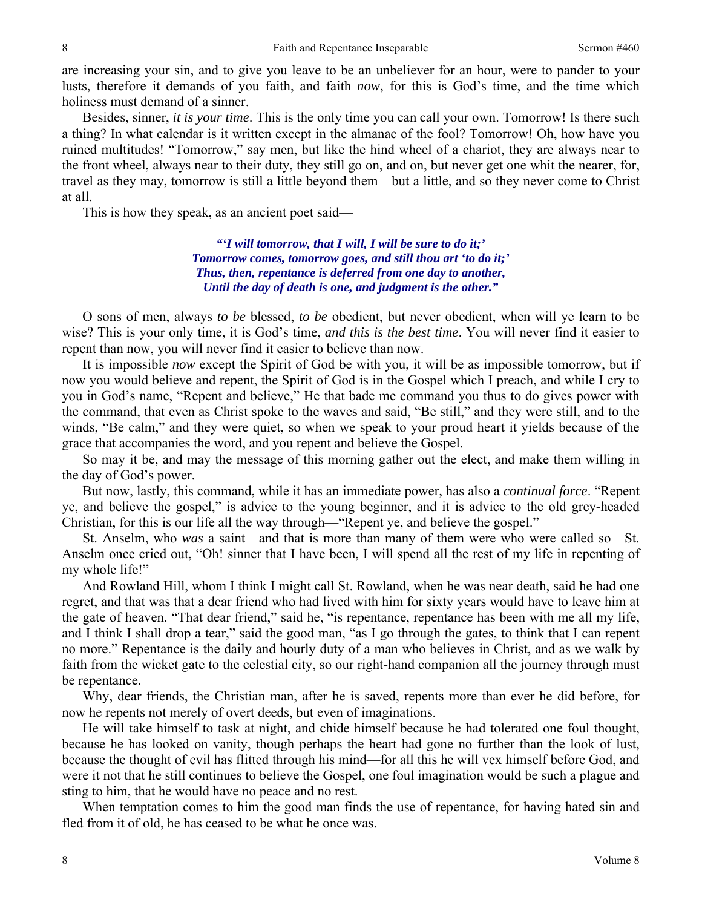are increasing your sin, and to give you leave to be an unbeliever for an hour, were to pander to your lusts, therefore it demands of you faith, and faith *now*, for this is God's time, and the time which holiness must demand of a sinner.

Besides, sinner, *it is your time*. This is the only time you can call your own. Tomorrow! Is there such a thing? In what calendar is it written except in the almanac of the fool? Tomorrow! Oh, how have you ruined multitudes! "Tomorrow," say men, but like the hind wheel of a chariot, they are always near to the front wheel, always near to their duty, they still go on, and on, but never get one whit the nearer, for, travel as they may, tomorrow is still a little beyond them—but a little, and so they never come to Christ at all.

This is how they speak, as an ancient poet said—

> ***"'I will tomorrow, that I will, I will be sure to do it;'***
> ***Tomorrow comes, tomorrow goes, and still thou art 'to do it;'***
> ***Thus, then, repentance is deferred from one day to another,***
> ***Until the day of death is one, and judgment is the other."***

O sons of men, always *to be* blessed, *to be* obedient, but never obedient, when will ye learn to be wise? This is your only time, it is God's time, *and this is the best time*. You will never find it easier to repent than now, you will never find it easier to believe than now.

It is impossible *now* except the Spirit of God be with you, it will be as impossible tomorrow, but if now you would believe and repent, the Spirit of God is in the Gospel which I preach, and while I cry to you in God's name, "Repent and believe," He that bade me command you thus to do gives power with the command, that even as Christ spoke to the waves and said, "Be still," and they were still, and to the winds, "Be calm," and they were quiet, so when we speak to your proud heart it yields because of the grace that accompanies the word, and you repent and believe the Gospel.

So may it be, and may the message of this morning gather out the elect, and make them willing in the day of God's power.

But now, lastly, this command, while it has an immediate power, has also a *continual force*. "Repent ye, and believe the gospel," is advice to the young beginner, and it is advice to the old grey-headed Christian, for this is our life all the way through—"Repent ye, and believe the gospel."

St. Anselm, who *was* a saint—and that is more than many of them were who were called so—St. Anselm once cried out, "Oh! sinner that I have been, I will spend all the rest of my life in repenting of my whole life!"

And Rowland Hill, whom I think I might call St. Rowland, when he was near death, said he had one regret, and that was that a dear friend who had lived with him for sixty years would have to leave him at the gate of heaven. "That dear friend," said he, "is repentance, repentance has been with me all my life, and I think I shall drop a tear," said the good man, "as I go through the gates, to think that I can repent no more." Repentance is the daily and hourly duty of a man who believes in Christ, and as we walk by faith from the wicket gate to the celestial city, so our right-hand companion all the journey through must be repentance.

Why, dear friends, the Christian man, after he is saved, repents more than ever he did before, for now he repents not merely of overt deeds, but even of imaginations.

He will take himself to task at night, and chide himself because he had tolerated one foul thought, because he has looked on vanity, though perhaps the heart had gone no further than the look of lust, because the thought of evil has flitted through his mind—for all this he will vex himself before God, and were it not that he still continues to believe the Gospel, one foul imagination would be such a plague and sting to him, that he would have no peace and no rest.

When temptation comes to him the good man finds the use of repentance, for having hated sin and fled from it of old, he has ceased to be what he once was.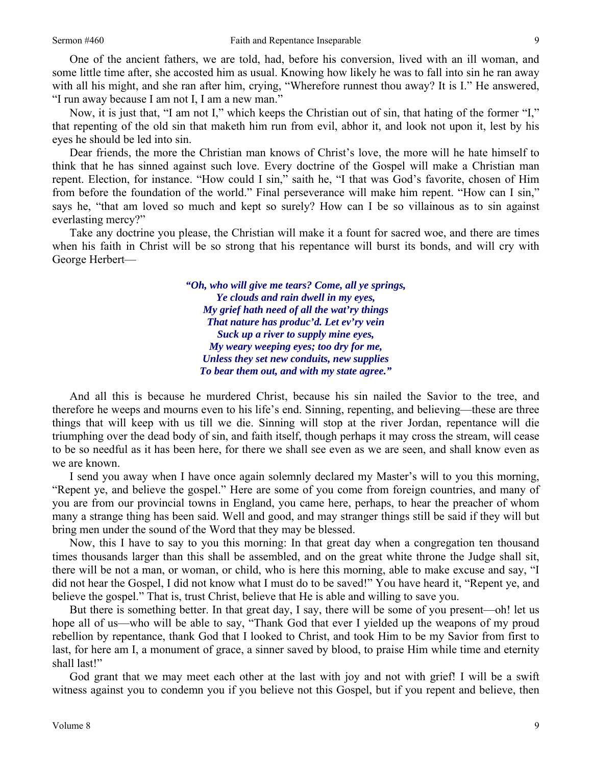One of the ancient fathers, we are told, had, before his conversion, lived with an ill woman, and some little time after, she accosted him as usual. Knowing how likely he was to fall into sin he ran away with all his might, and she ran after him, crying, "Wherefore runnest thou away? It is I." He answered, "I run away because I am not I, I am a new man."

Now, it is just that, "I am not I," which keeps the Christian out of sin, that hating of the former "I," that repenting of the old sin that maketh him run from evil, abhor it, and look not upon it, lest by his eyes he should be led into sin.

Dear friends, the more the Christian man knows of Christ's love, the more will he hate himself to think that he has sinned against such love. Every doctrine of the Gospel will make a Christian man repent. Election, for instance. "How could I sin," saith he, "I that was God's favorite, chosen of Him from before the foundation of the world." Final perseverance will make him repent. "How can I sin," says he, "that am loved so much and kept so surely? How can I be so villainous as to sin against everlasting mercy?"

Take any doctrine you please, the Christian will make it a fount for sacred woe, and there are times when his faith in Christ will be so strong that his repentance will burst its bonds, and will cry with George Herbert—

*"Oh, who will give me tears? Come, all ye springs,*
*Ye clouds and rain dwell in my eyes,*
*My grief hath need of all the wat'ry things*
*That nature has produc'd. Let ev'ry vein*
*Suck up a river to supply mine eyes,*
*My weary weeping eyes; too dry for me,*
*Unless they set new conduits, new supplies*
*To bear them out, and with my state agree."*

And all this is because he murdered Christ, because his sin nailed the Savior to the tree, and therefore he weeps and mourns even to his life's end. Sinning, repenting, and believing—these are three things that will keep with us till we die. Sinning will stop at the river Jordan, repentance will die triumphing over the dead body of sin, and faith itself, though perhaps it may cross the stream, will cease to be so needful as it has been here, for there we shall see even as we are seen, and shall know even as we are known.

I send you away when I have once again solemnly declared my Master's will to you this morning, "Repent ye, and believe the gospel." Here are some of you come from foreign countries, and many of you are from our provincial towns in England, you came here, perhaps, to hear the preacher of whom many a strange thing has been said. Well and good, and may stranger things still be said if they will but bring men under the sound of the Word that they may be blessed.

Now, this I have to say to you this morning: In that great day when a congregation ten thousand times thousands larger than this shall be assembled, and on the great white throne the Judge shall sit, there will be not a man, or woman, or child, who is here this morning, able to make excuse and say, "I did not hear the Gospel, I did not know what I must do to be saved!" You have heard it, "Repent ye, and believe the gospel." That is, trust Christ, believe that He is able and willing to save you.

But there is something better. In that great day, I say, there will be some of you present—oh! let us hope all of us—who will be able to say, "Thank God that ever I yielded up the weapons of my proud rebellion by repentance, thank God that I looked to Christ, and took Him to be my Savior from first to last, for here am I, a monument of grace, a sinner saved by blood, to praise Him while time and eternity shall last!"

God grant that we may meet each other at the last with joy and not with grief! I will be a swift witness against you to condemn you if you believe not this Gospel, but if you repent and believe, then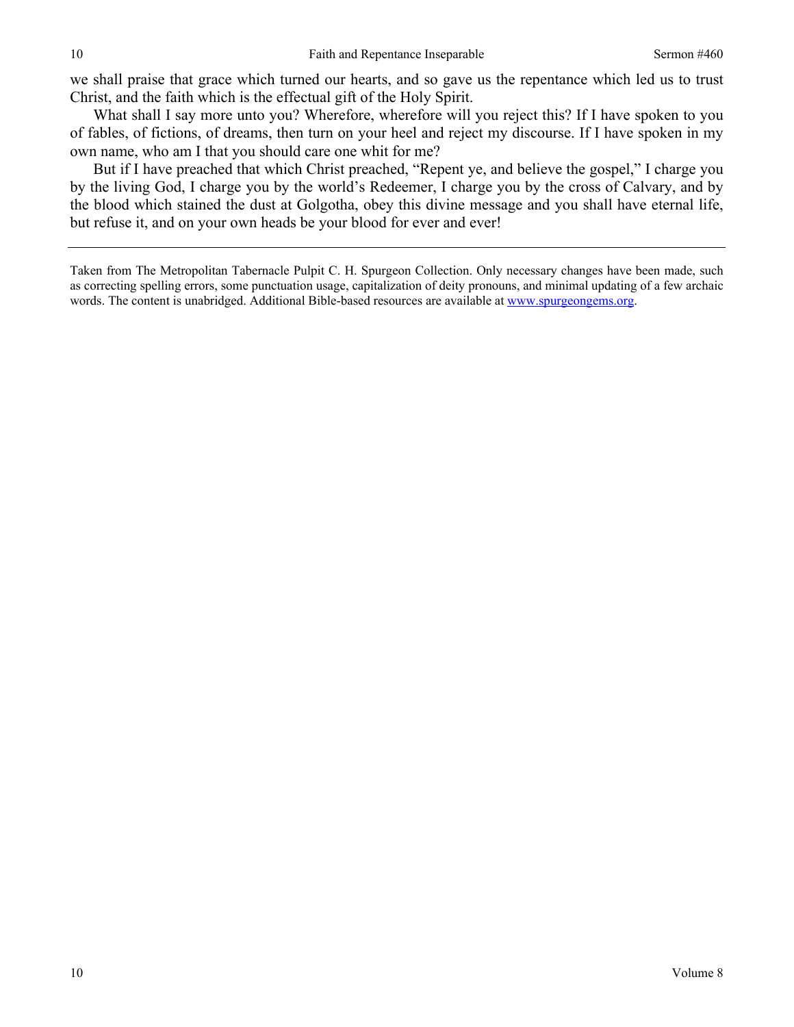we shall praise that grace which turned our hearts, and so gave us the repentance which led us to trust Christ, and the faith which is the effectual gift of the Holy Spirit.

What shall I say more unto you? Wherefore, wherefore will you reject this? If I have spoken to you of fables, of fictions, of dreams, then turn on your heel and reject my discourse. If I have spoken in my own name, who am I that you should care one whit for me?

But if I have preached that which Christ preached, "Repent ye, and believe the gospel," I charge you by the living God, I charge you by the world's Redeemer, I charge you by the cross of Calvary, and by the blood which stained the dust at Golgotha, obey this divine message and you shall have eternal life, but refuse it, and on your own heads be your blood for ever and ever!

---

Taken from The Metropolitan Tabernacle Pulpit C. H. Spurgeon Collection. Only necessary changes have been made, such as correcting spelling errors, some punctuation usage, capitalization of deity pronouns, and minimal updating of a few archaic words. The content is unabridged. Additional Bible-based resources are available at [www.spurgeongems.org](http://www.spurgeongems.org).